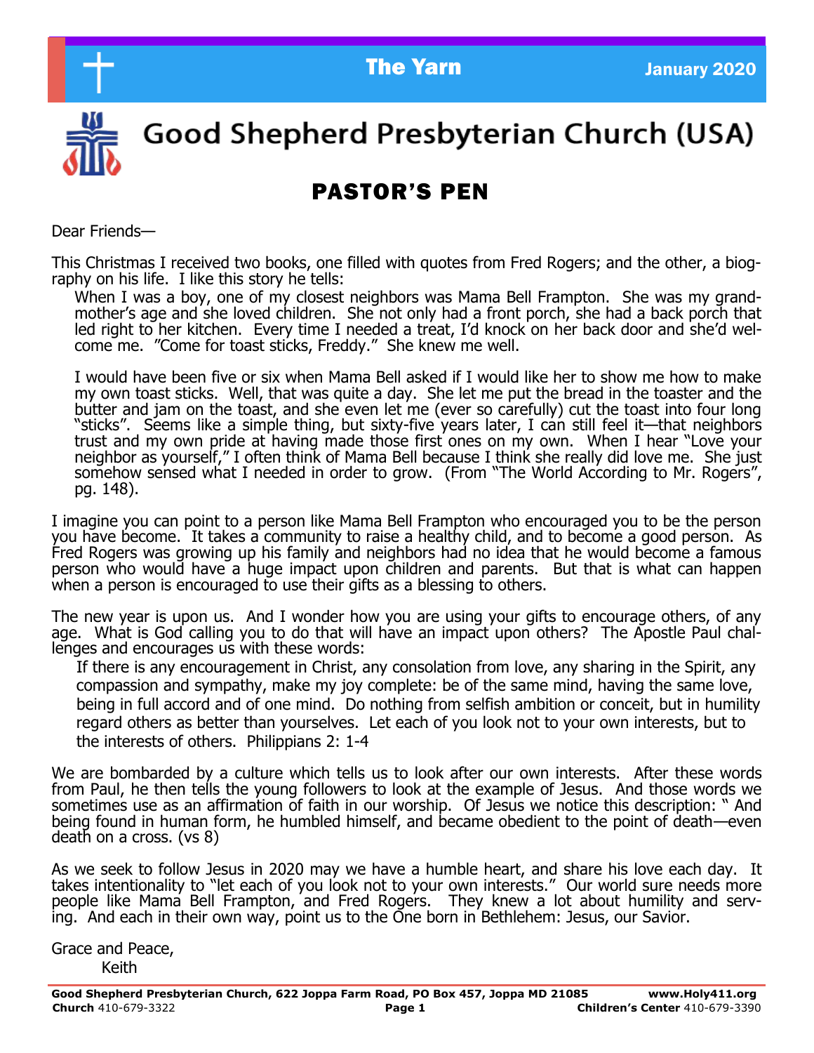The Yarn    January 2020

# Good Shepherd Presbyterian Church (USA)

## PASTOR'S PEN

Dear Friends—

This Christmas I received two books, one filled with quotes from Fred Rogers; and the other, a biography on his life. I like this story he tells:

> When I was a boy, one of my closest neighbors was Mama Bell Frampton. She was my grandmother's age and she loved children. She not only had a front porch, she had a back porch that led right to her kitchen. Every time I needed a treat, I'd knock on her back door and she'd welcome me. "Come for toast sticks, Freddy." She knew me well.
>
> I would have been five or six when Mama Bell asked if I would like her to show me how to make my own toast sticks. Well, that was quite a day. She let me put the bread in the toaster and the butter and jam on the toast, and she even let me (ever so carefully) cut the toast into four long "sticks". Seems like a simple thing, but sixty-five years later, I can still feel it—that neighbors trust and my own pride at having made those first ones on my own. When I hear "Love your neighbor as yourself," I often think of Mama Bell because I think she really did love me. She just somehow sensed what I needed in order to grow. (From "The World According to Mr. Rogers", pg. 148).

I imagine you can point to a person like Mama Bell Frampton who encouraged you to be the person you have become. It takes a community to raise a healthy child, and to become a good person. As Fred Rogers was growing up his family and neighbors had no idea that he would become a famous person who would have a huge impact upon children and parents. But that is what can happen when a person is encouraged to use their gifts as a blessing to others.

The new year is upon us. And I wonder how you are using your gifts to encourage others, of any age. What is God calling you to do that will have an impact upon others? The Apostle Paul challenges and encourages us with these words:

> If there is any encouragement in Christ, any consolation from love, any sharing in the Spirit, any compassion and sympathy, make my joy complete: be of the same mind, having the same love, being in full accord and of one mind. Do nothing from selfish ambition or conceit, but in humility regard others as better than yourselves. Let each of you look not to your own interests, but to the interests of others. Philippians 2: 1-4

We are bombarded by a culture which tells us to look after our own interests. After these words from Paul, he then tells the young followers to look at the example of Jesus. And those words we sometimes use as an affirmation of faith in our worship. Of Jesus we notice this description: " And being found in human form, he humbled himself, and became obedient to the point of death—even death on a cross. (vs 8)

As we seek to follow Jesus in 2020 may we have a humble heart, and share his love each day. It takes intentionality to "let each of you look not to your own interests." Our world sure needs more people like Mama Bell Frampton, and Fred Rogers. They knew a lot about humility and serving. And each in their own way, point us to the One born in Bethlehem: Jesus, our Savior.

Grace and Peace,
Keith

**Good Shepherd Presbyterian Church, 622 Joppa Farm Road, PO Box 457, Joppa MD 21085** **www.Holy411.org**
**Church** 410-679-3322 **Children's Center** 410-679-3390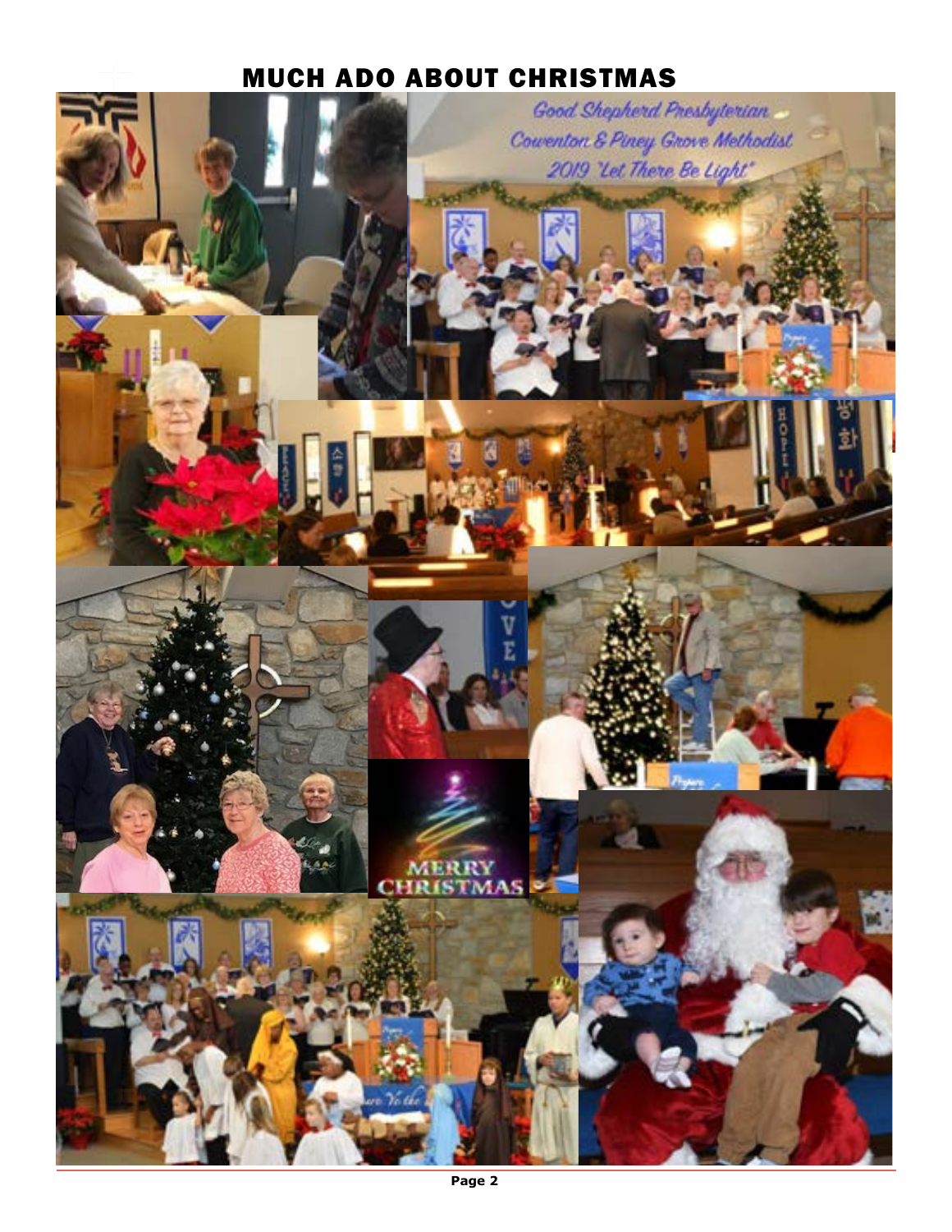# MUCH ADO ABOUT CHRISTMAS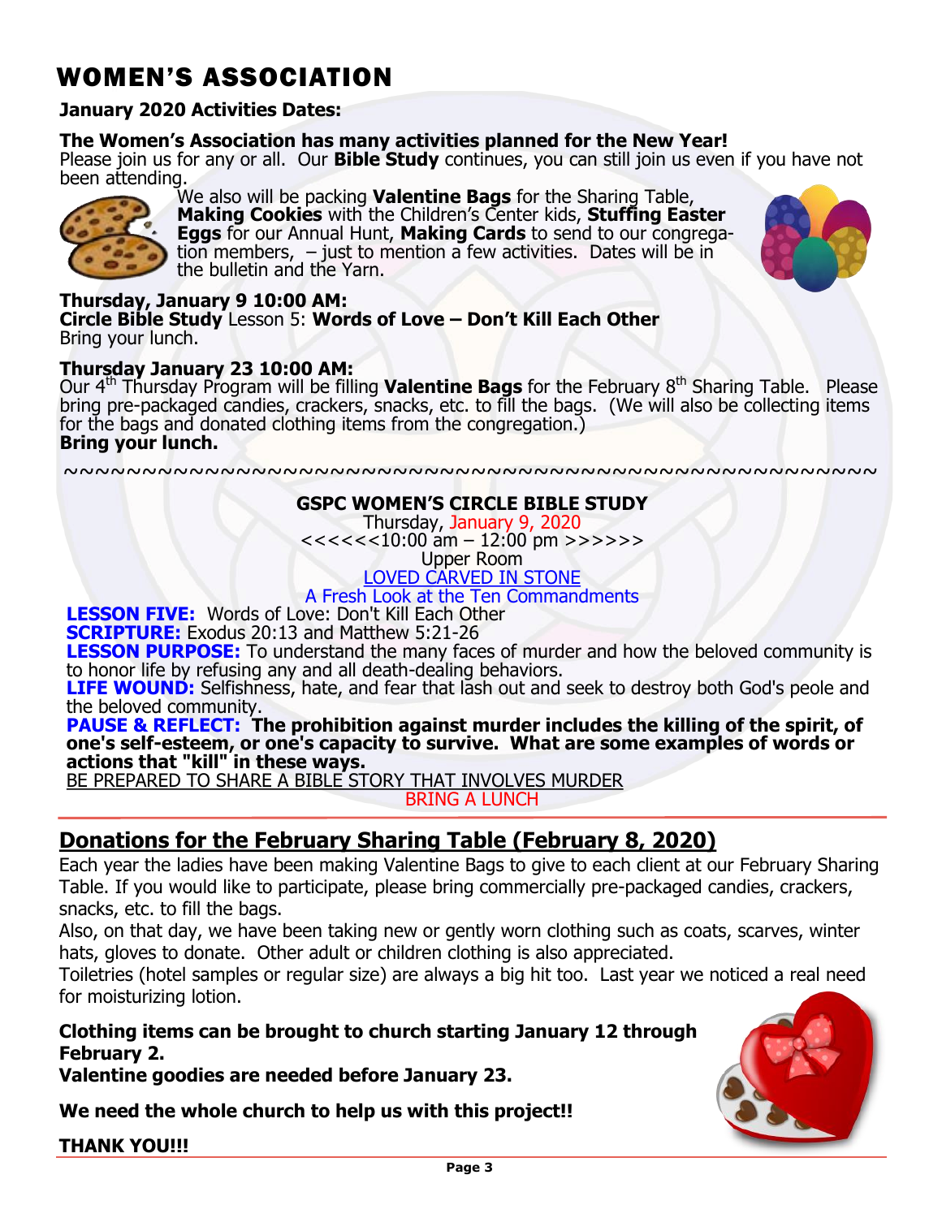# WOMEN'S ASSOCIATION

**January 2020 Activities Dates:**

**The Women's Association has many activities planned for the New Year!**
Please join us for any or all. Our **Bible Study** continues, you can still join us even if you have not been attending.
We also will be packing **Valentine Bags** for the Sharing Table, **Making Cookies** with the Children's Center kids, **Stuffing Easter Eggs** for our Annual Hunt, **Making Cards** to send to our congregation members, – just to mention a few activities. Dates will be in the bulletin and the Yarn.

**Thursday, January 9 10:00 AM:**
**Circle Bible Study** Lesson 5: **Words of Love – Don't Kill Each Other**
Bring your lunch.

**Thursday January 23 10:00 AM:**
Our 4th Thursday Program will be filling **Valentine Bags** for the February 8th Sharing Table. Please bring pre-packaged candies, crackers, snacks, etc. to fill the bags. (We will also be collecting items for the bags and donated clothing items from the congregation.)
**Bring your lunch.**

~~~~~~~~~~~~~~~~~~~~~~~~~~~~~~~~~~~~~~~~~~~~~~~~~~~

**GSPC WOMEN'S CIRCLE BIBLE STUDY**
Thursday, January 9, 2020
<<<<<<10:00 am – 12:00 pm >>>>>>
Upper Room
LOVED CARVED IN STONE
A Fresh Look at the Ten Commandments

**LESSON FIVE:** Words of Love: Don't Kill Each Other
**SCRIPTURE:** Exodus 20:13 and Matthew 5:21-26
**LESSON PURPOSE:** To understand the many faces of murder and how the beloved community is to honor life by refusing any and all death-dealing behaviors.
**LIFE WOUND:** Selfishness, hate, and fear that lash out and seek to destroy both God's peole and the beloved community.
**PAUSE & REFLECT: The prohibition against murder includes the killing of the spirit, of one's self-esteem, or one's capacity to survive. What are some examples of words or actions that "kill" in these ways.**
BE PREPARED TO SHARE A BIBLE STORY THAT INVOLVES MURDER
BRING A LUNCH

## Donations for the February Sharing Table (February 8, 2020)

Each year the ladies have been making Valentine Bags to give to each client at our February Sharing Table. If you would like to participate, please bring commercially pre-packaged candies, crackers, snacks, etc. to fill the bags.
Also, on that day, we have been taking new or gently worn clothing such as coats, scarves, winter hats, gloves to donate. Other adult or children clothing is also appreciated.
Toiletries (hotel samples or regular size) are always a big hit too. Last year we noticed a real need for moisturizing lotion.

**Clothing items can be brought to church starting January 12 through February 2.**
**Valentine goodies are needed before January 23.**

**We need the whole church to help us with this project!!**

**THANK YOU!!!**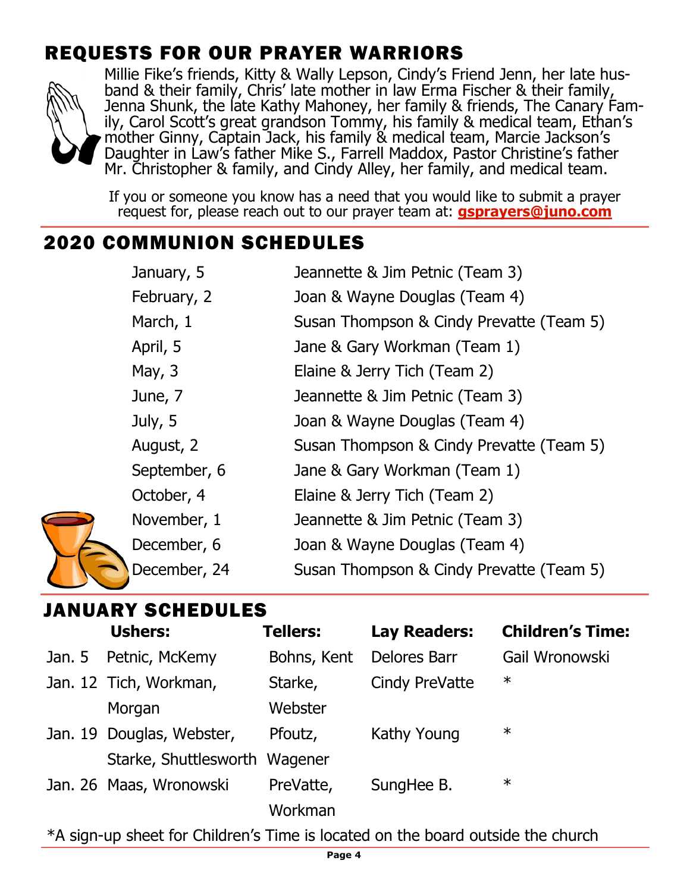## REQUESTS FOR OUR PRAYER WARRIORS

Millie Fike's friends, Kitty & Wally Lepson, Cindy's Friend Jenn, her late husband & their family, Chris' late mother in law Erma Fischer & their family, Jenna Shunk, the late Kathy Mahoney, her family & friends, The Canary Family, Carol Scott's great grandson Tommy, his family & medical team, Ethan's mother Ginny, Captain Jack, his family & medical team, Marcie Jackson's Daughter in Law's father Mike S., Farrell Maddox, Pastor Christine's father Mr. Christopher & family, and Cindy Alley, her family, and medical team.

If you or someone you know has a need that you would like to submit a prayer request for, please reach out to our prayer team at: **gsprayers@juno.com**

## 2020 COMMUNION SCHEDULES

| | |
|---|---|
| January, 5 | Jeannette & Jim Petnic (Team 3) |
| February, 2 | Joan & Wayne Douglas (Team 4) |
| March, 1 | Susan Thompson & Cindy Prevatte (Team 5) |
| April, 5 | Jane & Gary Workman (Team 1) |
| May, 3 | Elaine & Jerry Tich (Team 2) |
| June, 7 | Jeannette & Jim Petnic (Team 3) |
| July, 5 | Joan & Wayne Douglas (Team 4) |
| August, 2 | Susan Thompson & Cindy Prevatte (Team 5) |
| September, 6 | Jane & Gary Workman (Team 1) |
| October, 4 | Elaine & Jerry Tich (Team 2) |
| November, 1 | Jeannette & Jim Petnic (Team 3) |
| December, 6 | Joan & Wayne Douglas (Team 4) |
| December, 24 | Susan Thompson & Cindy Prevatte (Team 5) |

## JANUARY SCHEDULES

| | Ushers: | Tellers: | Lay Readers: | Children's Time: |
|---|---|---|---|---|
| Jan. 5 | Petnic, McKemy | Bohns, Kent | Delores Barr | Gail Wronowski |
| Jan. 12 | Tich, Workman, Morgan | Starke, Webster | Cindy PreVatte | * |
| Jan. 19 | Douglas, Webster, Starke, Shuttlesworth | Pfoutz, Wagener | Kathy Young | * |
| Jan. 26 | Maas, Wronowski | PreVatte, Workman | SungHee B. | * |

*A sign-up sheet for Children's Time is located on the board outside the church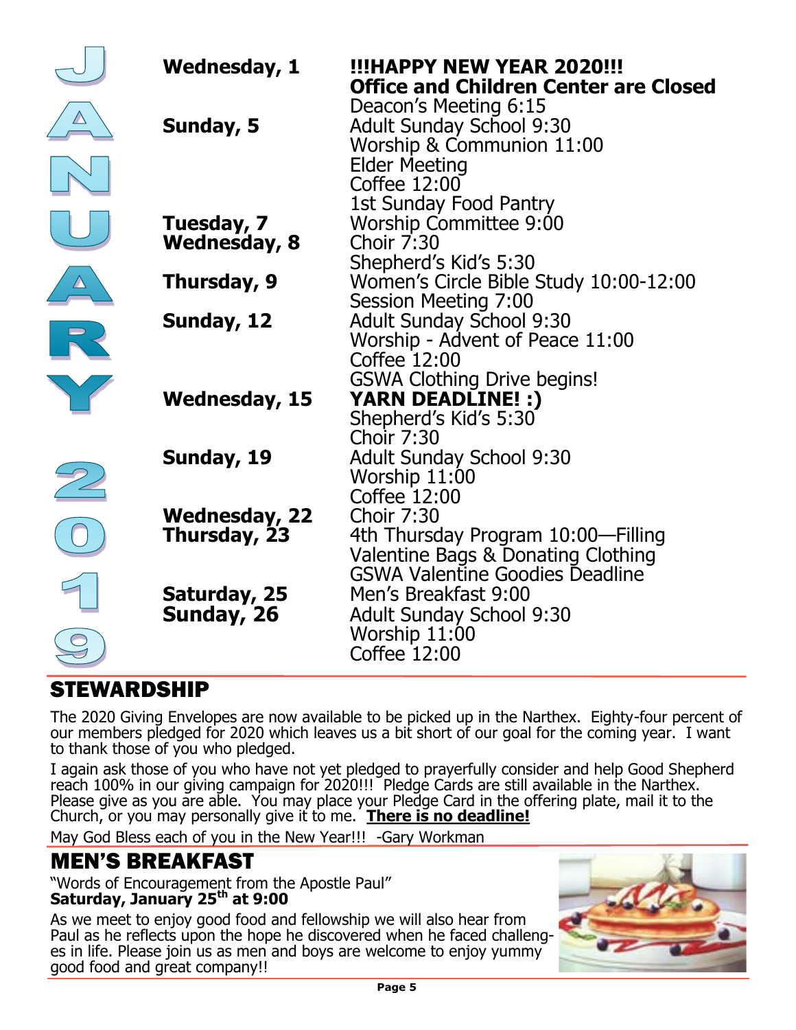JANUARY 2019

| | |
|---|---|
| **Wednesday, 1** | **!!!HAPPY NEW YEAR 2020!!!** <br> **Office and Children Center are Closed** <br> Deacon's Meeting 6:15 |
| **Sunday, 5** | Adult Sunday School 9:30 <br> Worship & Communion 11:00 <br> Elder Meeting <br> Coffee 12:00 <br> 1st Sunday Food Pantry |
| **Tuesday, 7** | Worship Committee 9:00 |
| **Wednesday, 8** | Choir 7:30 <br> Shepherd's Kid's 5:30 |
| **Thursday, 9** | Women's Circle Bible Study 10:00-12:00 <br> Session Meeting 7:00 |
| **Sunday, 12** | Adult Sunday School 9:30 <br> Worship - Advent of Peace 11:00 <br> Coffee 12:00 <br> GSWA Clothing Drive begins! |
| **Wednesday, 15** | **YARN DEADLINE! :)** <br> Shepherd's Kid's 5:30 <br> Choir 7:30 |
| **Sunday, 19** | Adult Sunday School 9:30 <br> Worship 11:00 <br> Coffee 12:00 |
| **Wednesday, 22** | Choir 7:30 |
| **Thursday, 23** | 4th Thursday Program 10:00—Filling Valentine Bags & Donating Clothing <br> GSWA Valentine Goodies Deadline |
| **Saturday, 25** | Men's Breakfast 9:00 |
| **Sunday, 26** | Adult Sunday School 9:30 <br> Worship 11:00 <br> Coffee 12:00 |

## STEWARDSHIP

The 2020 Giving Envelopes are now available to be picked up in the Narthex. Eighty-four percent of our members pledged for 2020 which leaves us a bit short of our goal for the coming year. I want to thank those of you who pledged.

I again ask those of you who have not yet pledged to prayerfully consider and help Good Shepherd reach 100% in our giving campaign for 2020!!! Pledge Cards are still available in the Narthex. Please give as you are able. You may place your Pledge Card in the offering plate, mail it to the Church, or you may personally give it to me. **There is no deadline!**

May God Bless each of you in the New Year!!! -Gary Workman

## MEN'S BREAKFAST

"Words of Encouragement from the Apostle Paul"
**Saturday, January 25th at 9:00**

As we meet to enjoy good food and fellowship we will also hear from Paul as he reflects upon the hope he discovered when he faced challenges in life. Please join us as men and boys are welcome to enjoy yummy good food and great company!!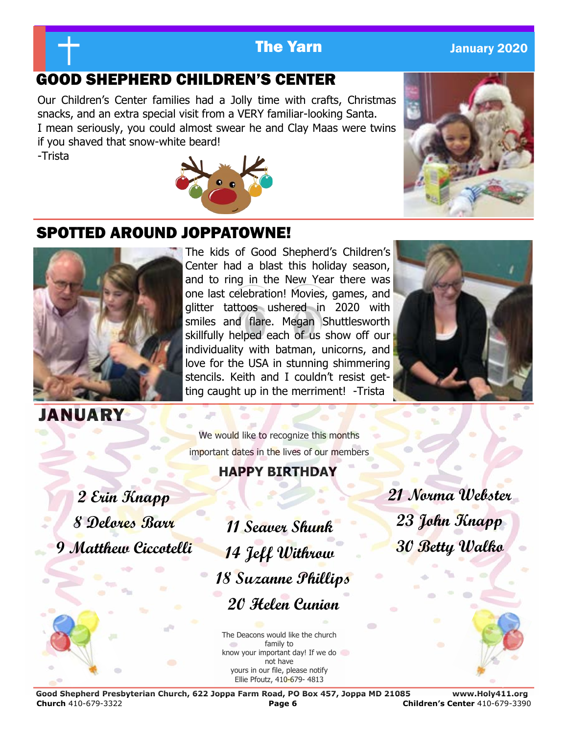## GOOD SHEPHERD CHILDREN'S CENTER

Our Children's Center families had a Jolly time with crafts, Christmas snacks, and an extra special visit from a VERY familiar-looking Santa. I mean seriously, you could almost swear he and Clay Maas were twins if you shaved that snow-white beard!

-Trista

## SPOTTED AROUND JOPPATOWNE!

The kids of Good Shepherd's Children's Center had a blast this holiday season, and to ring in the New Year there was one last celebration! Movies, games, and glitter tattoos ushered in 2020 with smiles and flare. Megan Shuttlesworth skillfully helped each of us show off our individuality with batman, unicorns, and love for the USA in stunning shimmering stencils. Keith and I couldn't resist getting caught up in the merriment! -Trista

## JANUARY

We would like to recognize this months important dates in the lives of our members

**HAPPY BIRTHDAY**

*2 Erin Knapp*
*8 Delores Barr*
*9 Matthew Ciccotelli*
*11 Seaver Shunk*
*14 Jeff Withrow*
*18 Suzanne Phillips*
*20 Helen Cunion*
*21 Norma Webster*
*23 John Knapp*
*30 Betty Walko*

The Deacons would like the church family to know your important day! If we do not have yours in our file, please notify Ellie Pfoutz, 410-679- 4813